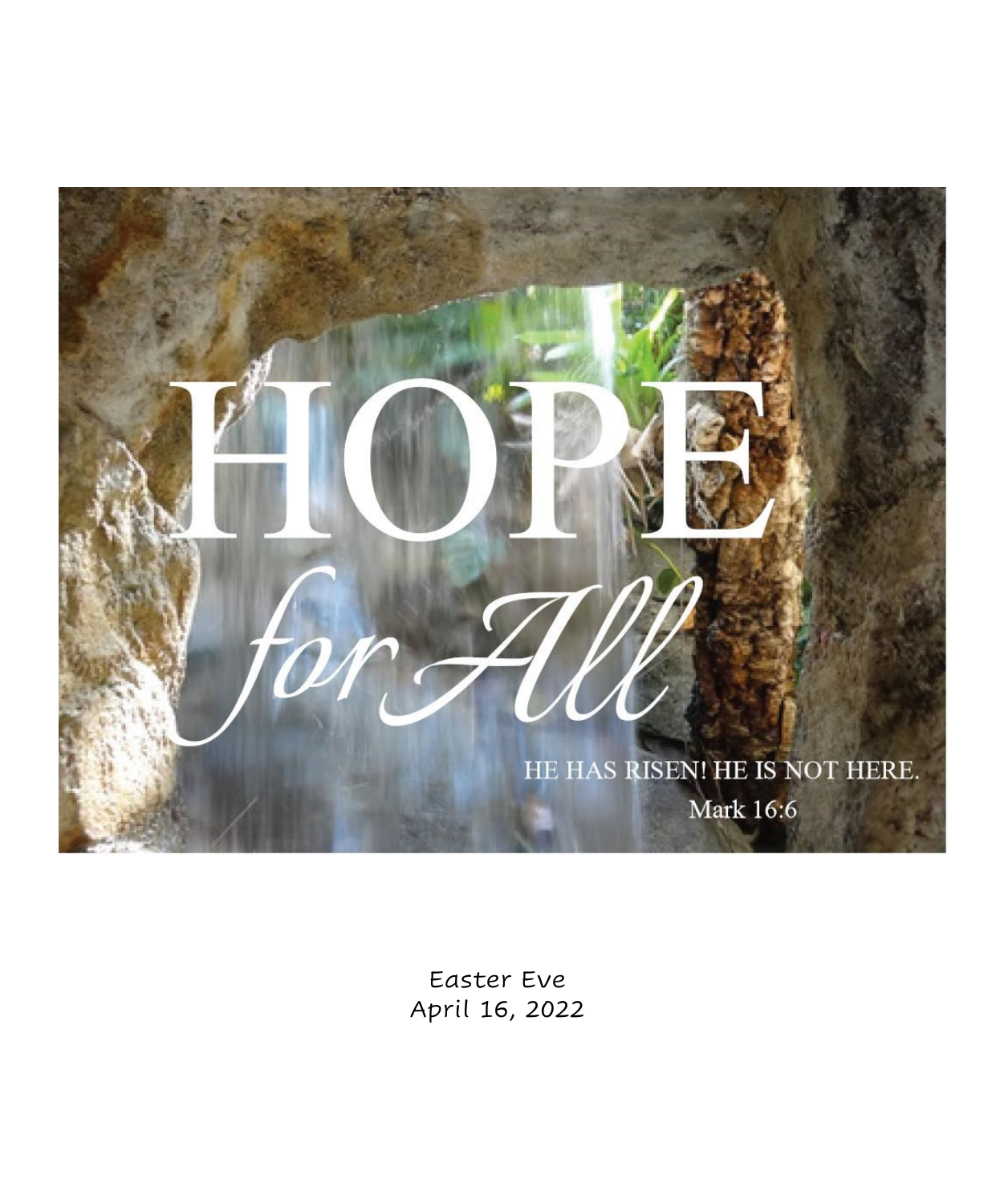# HOPE

*for All*

HE HAS RISEN! HE IS NOT HERE.

Mark 16:6

Easter Eve
April 16, 2022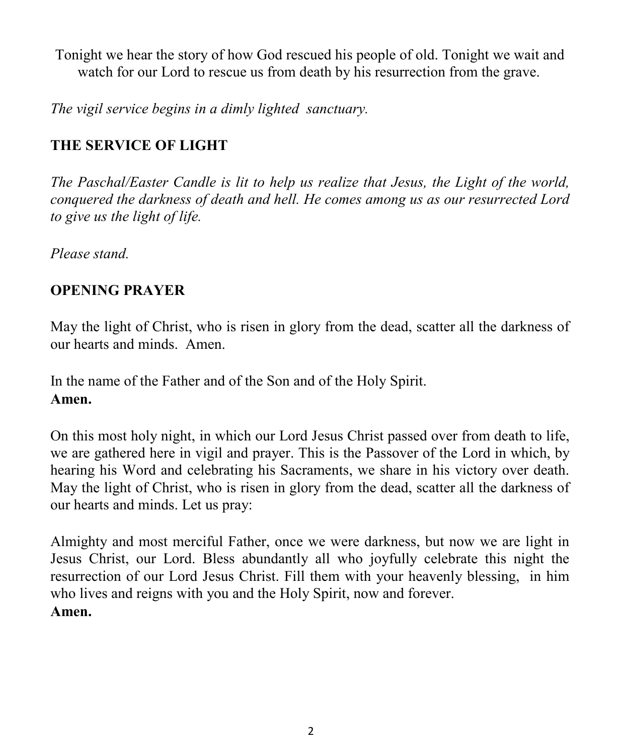Tonight we hear the story of how God rescued his people of old. Tonight we wait and watch for our Lord to rescue us from death by his resurrection from the grave.

*The vigil service begins in a dimly lighted sanctuary.*

## THE SERVICE OF LIGHT

*The Paschal/Easter Candle is lit to help us realize that Jesus, the Light of the world, conquered the darkness of death and hell. He comes among us as our resurrected Lord to give us the light of life.*

*Please stand.*

## OPENING PRAYER

May the light of Christ, who is risen in glory from the dead, scatter all the darkness of our hearts and minds. Amen.

In the name of the Father and of the Son and of the Holy Spirit.
**Amen.**

On this most holy night, in which our Lord Jesus Christ passed over from death to life, we are gathered here in vigil and prayer. This is the Passover of the Lord in which, by hearing his Word and celebrating his Sacraments, we share in his victory over death. May the light of Christ, who is risen in glory from the dead, scatter all the darkness of our hearts and minds. Let us pray:

Almighty and most merciful Father, once we were darkness, but now we are light in Jesus Christ, our Lord. Bless abundantly all who joyfully celebrate this night the resurrection of our Lord Jesus Christ. Fill them with your heavenly blessing, in him who lives and reigns with you and the Holy Spirit, now and forever.
**Amen.**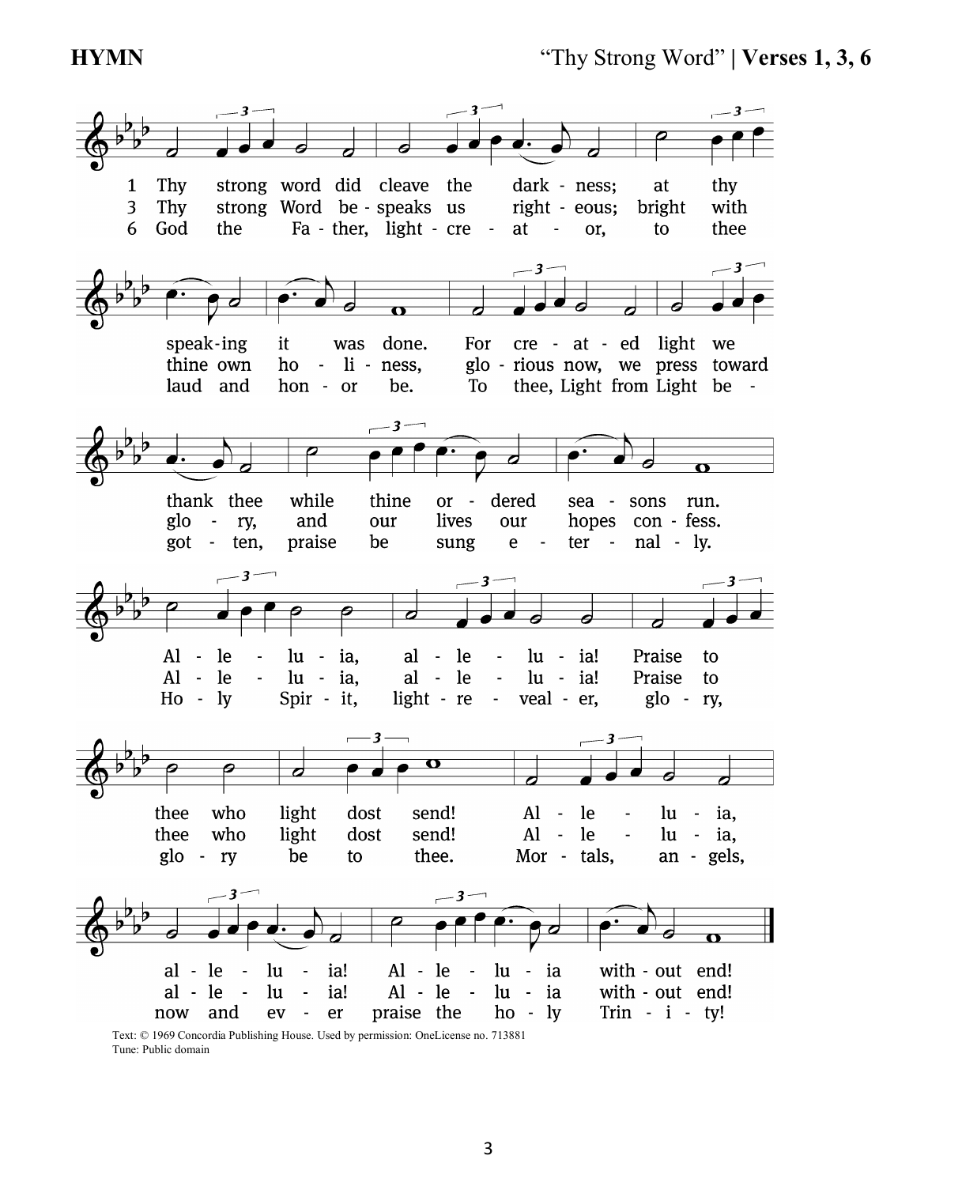**HYMN** “Thy Strong Word” **| Verses 1, 3, 6**

1 Thy strong word did cleave the dark - ness; at thy speak-ing it was done. For cre - at - ed light we thank thee while thine or - dered sea - sons run. Al - le - lu - ia, al - le - lu - ia! Praise to thee who light dost send! Al - le - lu - ia, al - le - lu - ia! Al - le - lu - ia with - out end!

3 Thy strong Word be - speaks us right - eous; bright with thine own ho - li - ness, glo - rious now, we press toward glo - ry, and our lives our hopes con - fess. Al - le - lu - ia, al - le - lu - ia! Praise to thee who light dost send! Al - le - lu - ia, al - le - lu - ia! Al - le - lu - ia with - out end!

6 God the Fa - ther, light - cre - at - or, to thee laud and hon - or be. To thee, Light from Light be - got - ten, praise be sung e - ter - nal - ly. Ho - ly Spir - it, light - re - veal - er, glo - ry, glo - ry be to thee. Mor - tals, an - gels, now and ev - er praise the ho - ly Trin - i - ty!

Text: © 1969 Concordia Publishing House. Used by permission: OneLicense no. 713881
Tune: Public domain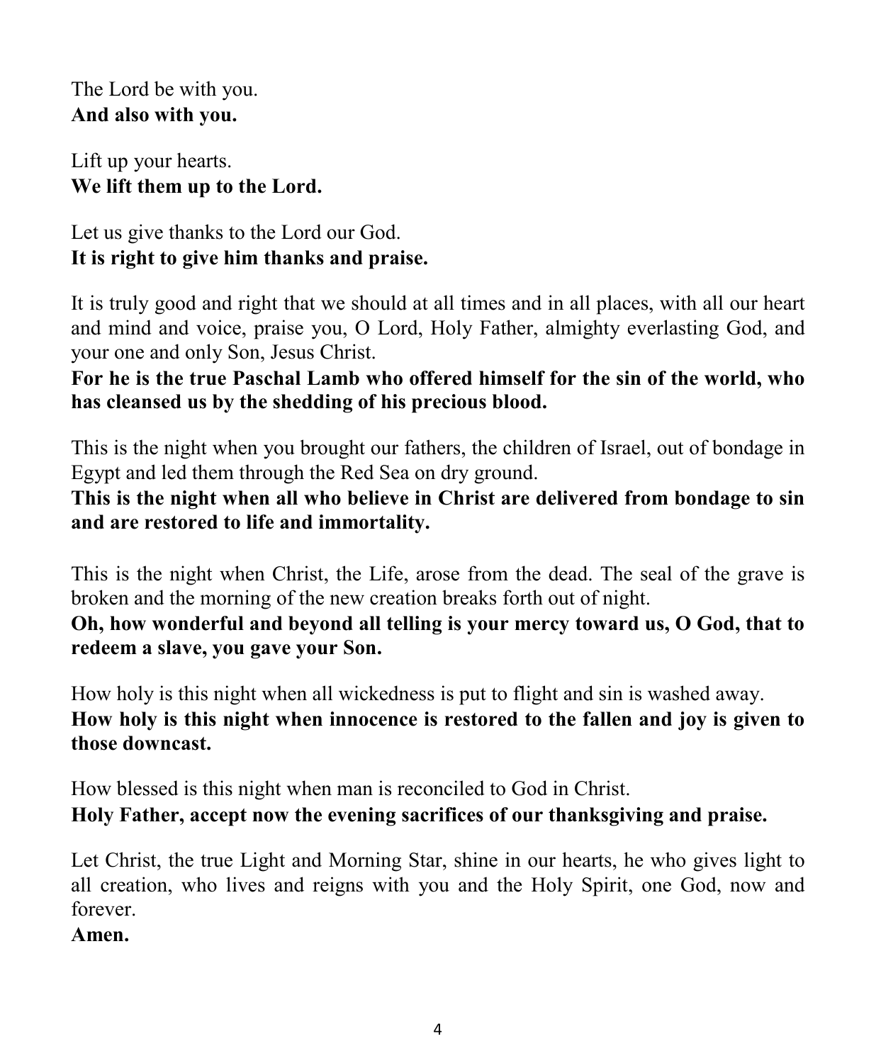The Lord be with you.
**And also with you.**

Lift up your hearts.
**We lift them up to the Lord.**

Let us give thanks to the Lord our God.
**It is right to give him thanks and praise.**

It is truly good and right that we should at all times and in all places, with all our heart and mind and voice, praise you, O Lord, Holy Father, almighty everlasting God, and your one and only Son, Jesus Christ.
**For he is the true Paschal Lamb who offered himself for the sin of the world, who has cleansed us by the shedding of his precious blood.**

This is the night when you brought our fathers, the children of Israel, out of bondage in Egypt and led them through the Red Sea on dry ground.
**This is the night when all who believe in Christ are delivered from bondage to sin and are restored to life and immortality.**

This is the night when Christ, the Life, arose from the dead. The seal of the grave is broken and the morning of the new creation breaks forth out of night.
**Oh, how wonderful and beyond all telling is your mercy toward us, O God, that to redeem a slave, you gave your Son.**

How holy is this night when all wickedness is put to flight and sin is washed away.
**How holy is this night when innocence is restored to the fallen and joy is given to those downcast.**

How blessed is this night when man is reconciled to God in Christ.
**Holy Father, accept now the evening sacrifices of our thanksgiving and praise.**

Let Christ, the true Light and Morning Star, shine in our hearts, he who gives light to all creation, who lives and reigns with you and the Holy Spirit, one God, now and forever.
**Amen.**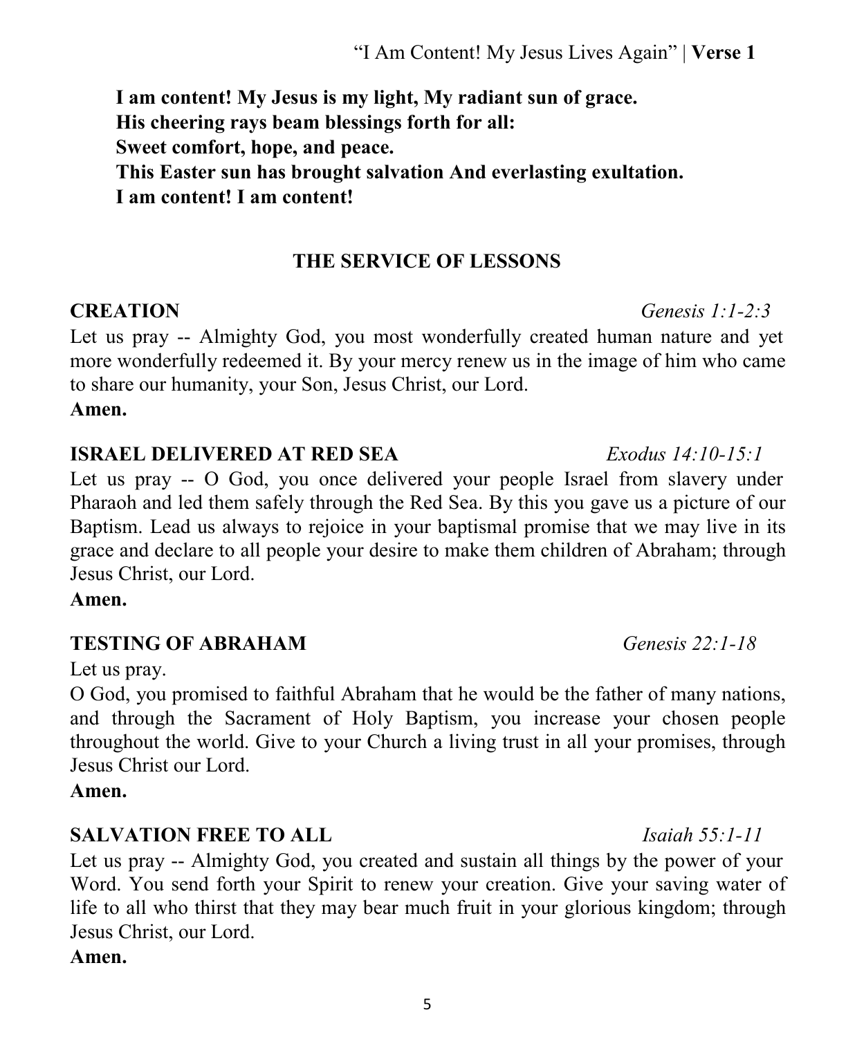“I Am Content! My Jesus Lives Again” | **Verse 1**

**I am content! My Jesus is my light, My radiant sun of grace.**
**His cheering rays beam blessings forth for all:**
**Sweet comfort, hope, and peace.**
**This Easter sun has brought salvation And everlasting exultation.**
**I am content! I am content!**

## THE SERVICE OF LESSONS

**CREATION** *Genesis 1:1-2:3*

Let us pray -- Almighty God, you most wonderfully created human nature and yet more wonderfully redeemed it. By your mercy renew us in the image of him who came to share our humanity, your Son, Jesus Christ, our Lord.
**Amen.**

**ISRAEL DELIVERED AT RED SEA** *Exodus 14:10-15:1*

Let us pray -- O God, you once delivered your people Israel from slavery under Pharaoh and led them safely through the Red Sea. By this you gave us a picture of our Baptism. Lead us always to rejoice in your baptismal promise that we may live in its grace and declare to all people your desire to make them children of Abraham; through Jesus Christ, our Lord.
**Amen.**

**TESTING OF ABRAHAM** *Genesis 22:1-18*

Let us pray.
O God, you promised to faithful Abraham that he would be the father of many nations, and through the Sacrament of Holy Baptism, you increase your chosen people throughout the world. Give to your Church a living trust in all your promises, through Jesus Christ our Lord.
**Amen.**

**SALVATION FREE TO ALL** *Isaiah 55:1-11*

Let us pray -- Almighty God, you created and sustain all things by the power of your Word. You send forth your Spirit to renew your creation. Give your saving water of life to all who thirst that they may bear much fruit in your glorious kingdom; through Jesus Christ, our Lord.
**Amen.**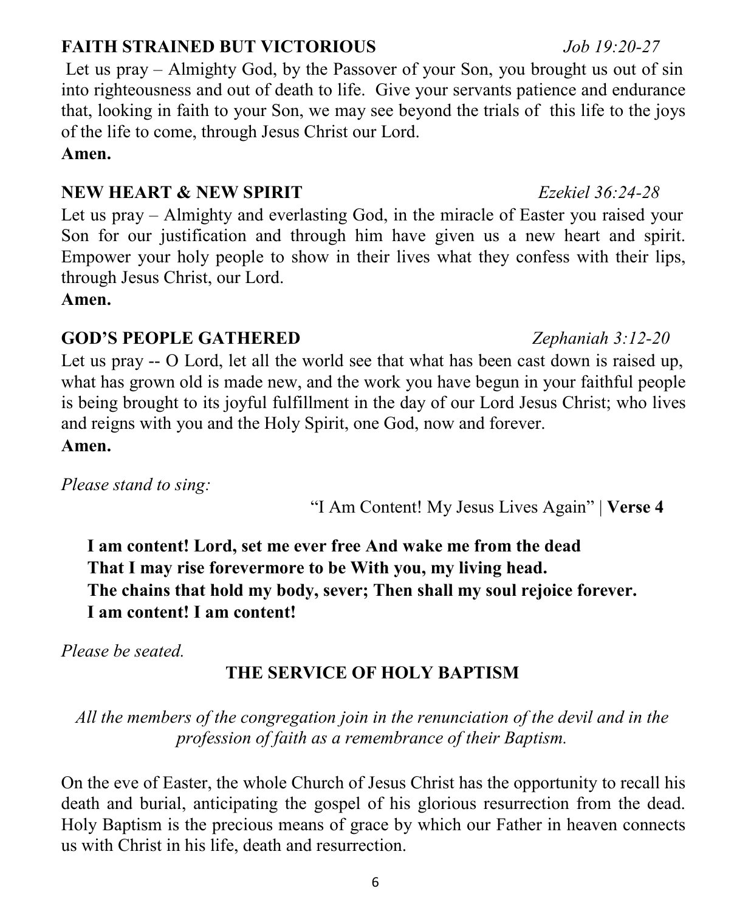**FAITH STRAINED BUT VICTORIOUS** *Job 19:20-27*

Let us pray – Almighty God, by the Passover of your Son, you brought us out of sin into righteousness and out of death to life. Give your servants patience and endurance that, looking in faith to your Son, we may see beyond the trials of this life to the joys of the life to come, through Jesus Christ our Lord.

**Amen.**

**NEW HEART & NEW SPIRIT** *Ezekiel 36:24-28*

Let us pray – Almighty and everlasting God, in the miracle of Easter you raised your Son for our justification and through him have given us a new heart and spirit. Empower your holy people to show in their lives what they confess with their lips, through Jesus Christ, our Lord.

**Amen.**

**GOD'S PEOPLE GATHERED** *Zephaniah 3:12-20*

Let us pray -- O Lord, let all the world see that what has been cast down is raised up, what has grown old is made new, and the work you have begun in your faithful people is being brought to its joyful fulfillment in the day of our Lord Jesus Christ; who lives and reigns with you and the Holy Spirit, one God, now and forever.

**Amen.**

*Please stand to sing:*

"I Am Content! My Jesus Lives Again" | **Verse 4**

**I am content! Lord, set me ever free And wake me from the dead**
**That I may rise forevermore to be With you, my living head.**
**The chains that hold my body, sever; Then shall my soul rejoice forever.**
**I am content! I am content!**

*Please be seated.*

## THE SERVICE OF HOLY BAPTISM

*All the members of the congregation join in the renunciation of the devil and in the profession of faith as a remembrance of their Baptism.*

On the eve of Easter, the whole Church of Jesus Christ has the opportunity to recall his death and burial, anticipating the gospel of his glorious resurrection from the dead. Holy Baptism is the precious means of grace by which our Father in heaven connects us with Christ in his life, death and resurrection.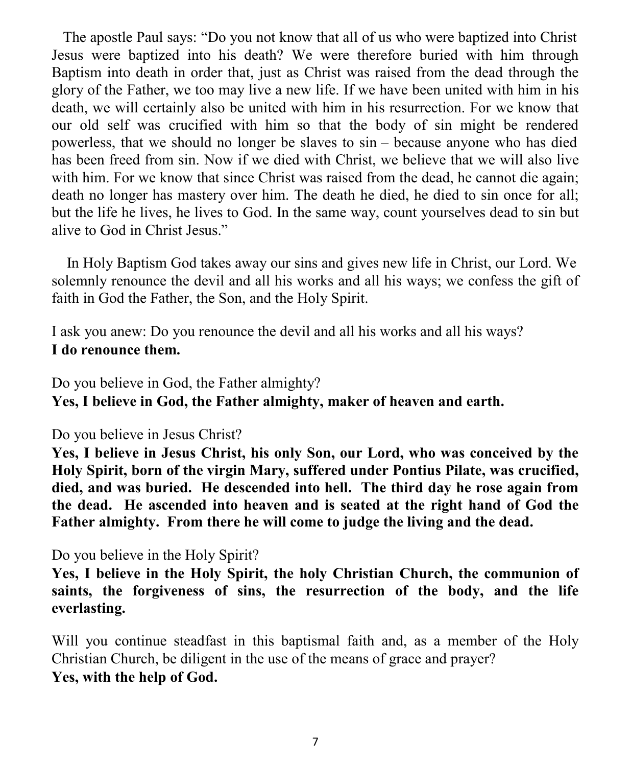The apostle Paul says: "Do you not know that all of us who were baptized into Christ Jesus were baptized into his death? We were therefore buried with him through Baptism into death in order that, just as Christ was raised from the dead through the glory of the Father, we too may live a new life. If we have been united with him in his death, we will certainly also be united with him in his resurrection. For we know that our old self was crucified with him so that the body of sin might be rendered powerless, that we should no longer be slaves to sin – because anyone who has died has been freed from sin. Now if we died with Christ, we believe that we will also live with him. For we know that since Christ was raised from the dead, he cannot die again; death no longer has mastery over him. The death he died, he died to sin once for all; but the life he lives, he lives to God. In the same way, count yourselves dead to sin but alive to God in Christ Jesus."

In Holy Baptism God takes away our sins and gives new life in Christ, our Lord. We solemnly renounce the devil and all his works and all his ways; we confess the gift of faith in God the Father, the Son, and the Holy Spirit.

I ask you anew: Do you renounce the devil and all his works and all his ways?
**I do renounce them.**

Do you believe in God, the Father almighty?
**Yes, I believe in God, the Father almighty, maker of heaven and earth.**

Do you believe in Jesus Christ?
**Yes, I believe in Jesus Christ, his only Son, our Lord, who was conceived by the Holy Spirit, born of the virgin Mary, suffered under Pontius Pilate, was crucified, died, and was buried. He descended into hell. The third day he rose again from the dead. He ascended into heaven and is seated at the right hand of God the Father almighty. From there he will come to judge the living and the dead.**

Do you believe in the Holy Spirit?
**Yes, I believe in the Holy Spirit, the holy Christian Church, the communion of saints, the forgiveness of sins, the resurrection of the body, and the life everlasting.**

Will you continue steadfast in this baptismal faith and, as a member of the Holy Christian Church, be diligent in the use of the means of grace and prayer?
**Yes, with the help of God.**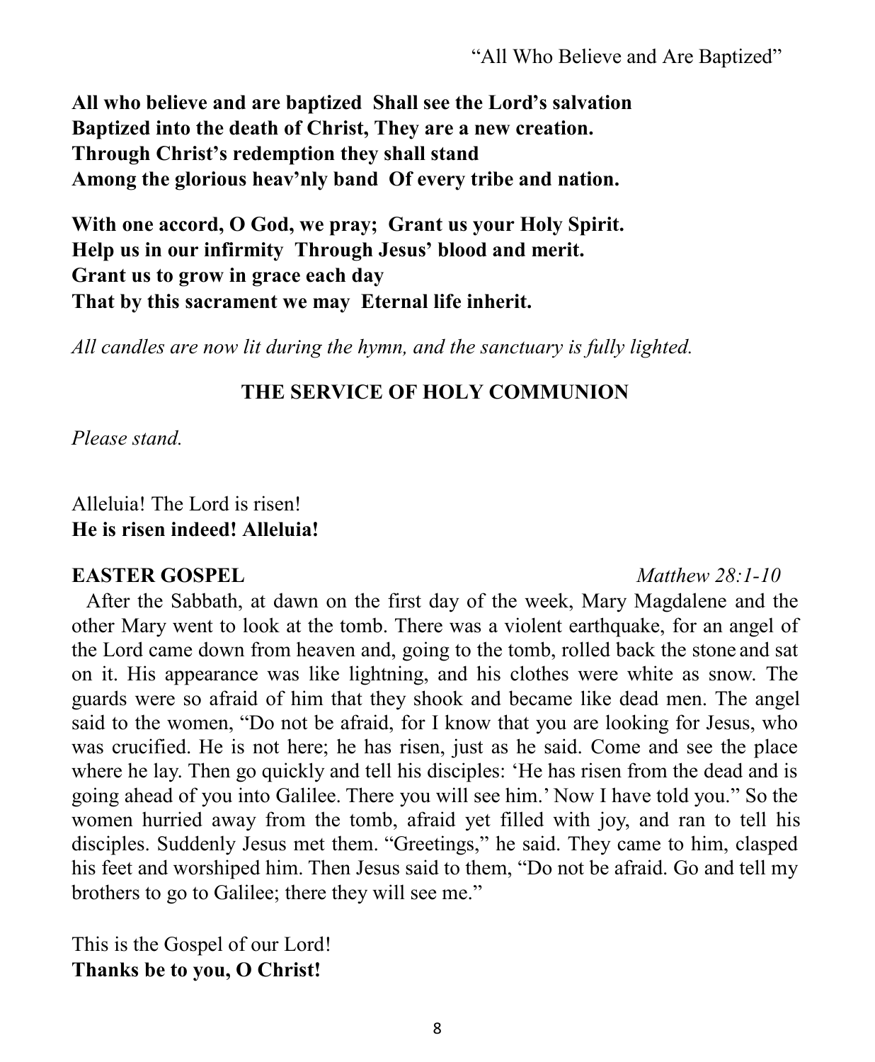"All Who Believe and Are Baptized"

**All who believe and are baptized Shall see the Lord's salvation**
**Baptized into the death of Christ, They are a new creation.**
**Through Christ's redemption they shall stand**
**Among the glorious heav'nly band Of every tribe and nation.**

**With one accord, O God, we pray; Grant us your Holy Spirit.**
**Help us in our infirmity Through Jesus' blood and merit.**
**Grant us to grow in grace each day**
**That by this sacrament we may Eternal life inherit.**

*All candles are now lit during the hymn, and the sanctuary is fully lighted.*

## THE SERVICE OF HOLY COMMUNION

*Please stand.*

Alleluia! The Lord is risen!
**He is risen indeed! Alleluia!**

**EASTER GOSPEL** *Matthew 28:1-10*

After the Sabbath, at dawn on the first day of the week, Mary Magdalene and the other Mary went to look at the tomb. There was a violent earthquake, for an angel of the Lord came down from heaven and, going to the tomb, rolled back the stone and sat on it. His appearance was like lightning, and his clothes were white as snow. The guards were so afraid of him that they shook and became like dead men. The angel said to the women, "Do not be afraid, for I know that you are looking for Jesus, who was crucified. He is not here; he has risen, just as he said. Come and see the place where he lay. Then go quickly and tell his disciples: 'He has risen from the dead and is going ahead of you into Galilee. There you will see him.' Now I have told you." So the women hurried away from the tomb, afraid yet filled with joy, and ran to tell his disciples. Suddenly Jesus met them. "Greetings," he said. They came to him, clasped his feet and worshiped him. Then Jesus said to them, "Do not be afraid. Go and tell my brothers to go to Galilee; there they will see me."

This is the Gospel of our Lord!
**Thanks be to you, O Christ!**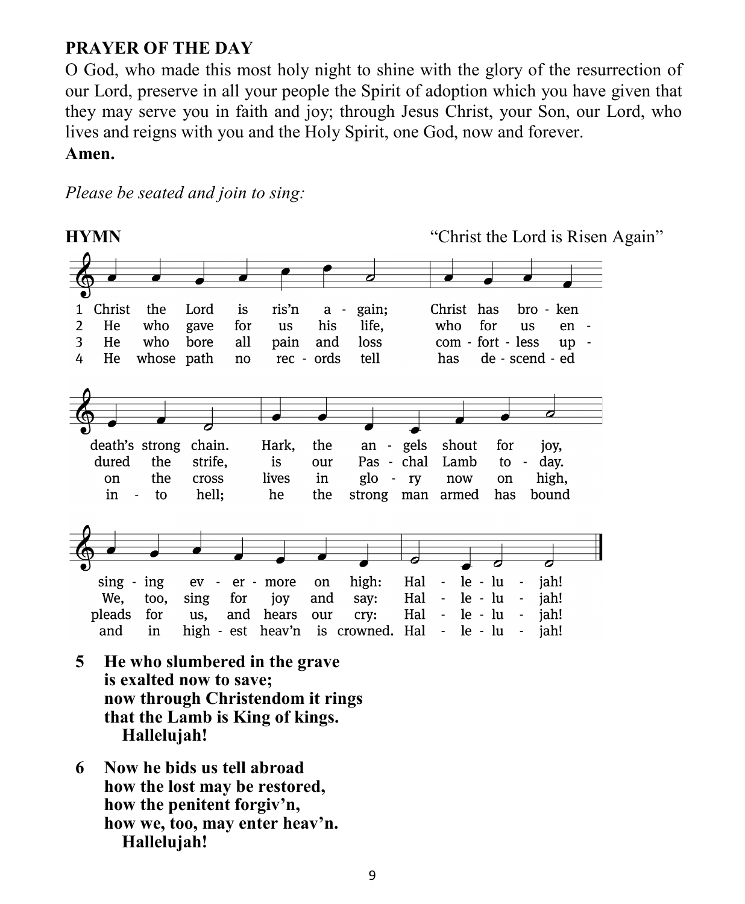**PRAYER OF THE DAY**

O God, who made this most holy night to shine with the glory of the resurrection of our Lord, preserve in all your people the Spirit of adoption which you have given that they may serve you in faith and joy; through Jesus Christ, your Son, our Lord, who lives and reigns with you and the Holy Spirit, one God, now and forever.

**Amen.**

*Please be seated and join to sing:*

**HYMN** "Christ the Lord is Risen Again"

1 Christ the Lord is ris'n a - gain; Christ has bro - ken death's strong chain. Hark, the an - gels shout for joy, sing - ing ev - er - more on high: Hal - le - lu - jah!

2 He who gave for us his life, who for us en - dured the strife, is our Pas - chal Lamb to - day. We, too, sing for joy and say: Hal - le - lu - jah!

3 He who bore all pain and loss com - fort - less up - on the cross lives in glo - ry now on high, pleads for us, and hears our cry: Hal - le - lu - jah!

4 He whose path no rec - ords tell has de - scend - ed in - to hell; he the strong man armed has bound and in high - est heav'n is crowned. Hal - le - lu - jah!

**5 He who slumbered in the grave**
**is exalted now to save;**
**now through Christendom it rings**
**that the Lamb is King of kings.**
**Hallelujah!**

**6 Now he bids us tell abroad**
**how the lost may be restored,**
**how the penitent forgiv'n,**
**how we, too, may enter heav'n.**
**Hallelujah!**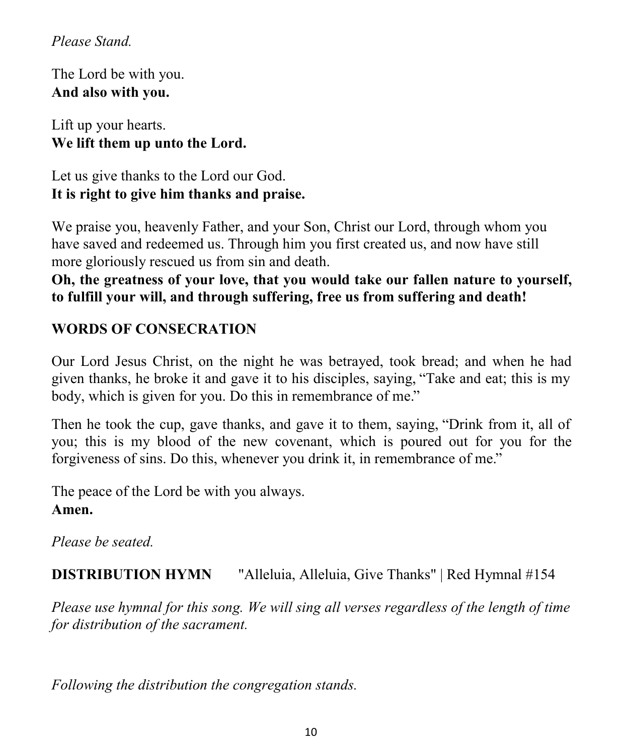*Please Stand.*

The Lord be with you.
**And also with you.**

Lift up your hearts.
**We lift them up unto the Lord.**

Let us give thanks to the Lord our God.
**It is right to give him thanks and praise.**

We praise you, heavenly Father, and your Son, Christ our Lord, through whom you have saved and redeemed us. Through him you first created us, and now have still more gloriously rescued us from sin and death.
**Oh, the greatness of your love, that you would take our fallen nature to yourself, to fulfill your will, and through suffering, free us from suffering and death!**

**WORDS OF CONSECRATION**

Our Lord Jesus Christ, on the night he was betrayed, took bread; and when he had given thanks, he broke it and gave it to his disciples, saying, "Take and eat; this is my body, which is given for you. Do this in remembrance of me."

Then he took the cup, gave thanks, and gave it to them, saying, "Drink from it, all of you; this is my blood of the new covenant, which is poured out for you for the forgiveness of sins. Do this, whenever you drink it, in remembrance of me."

The peace of the Lord be with you always.
**Amen.**

*Please be seated.*

**DISTRIBUTION HYMN** "Alleluia, Alleluia, Give Thanks" | Red Hymnal #154

*Please use hymnal for this song. We will sing all verses regardless of the length of time for distribution of the sacrament.*

*Following the distribution the congregation stands.*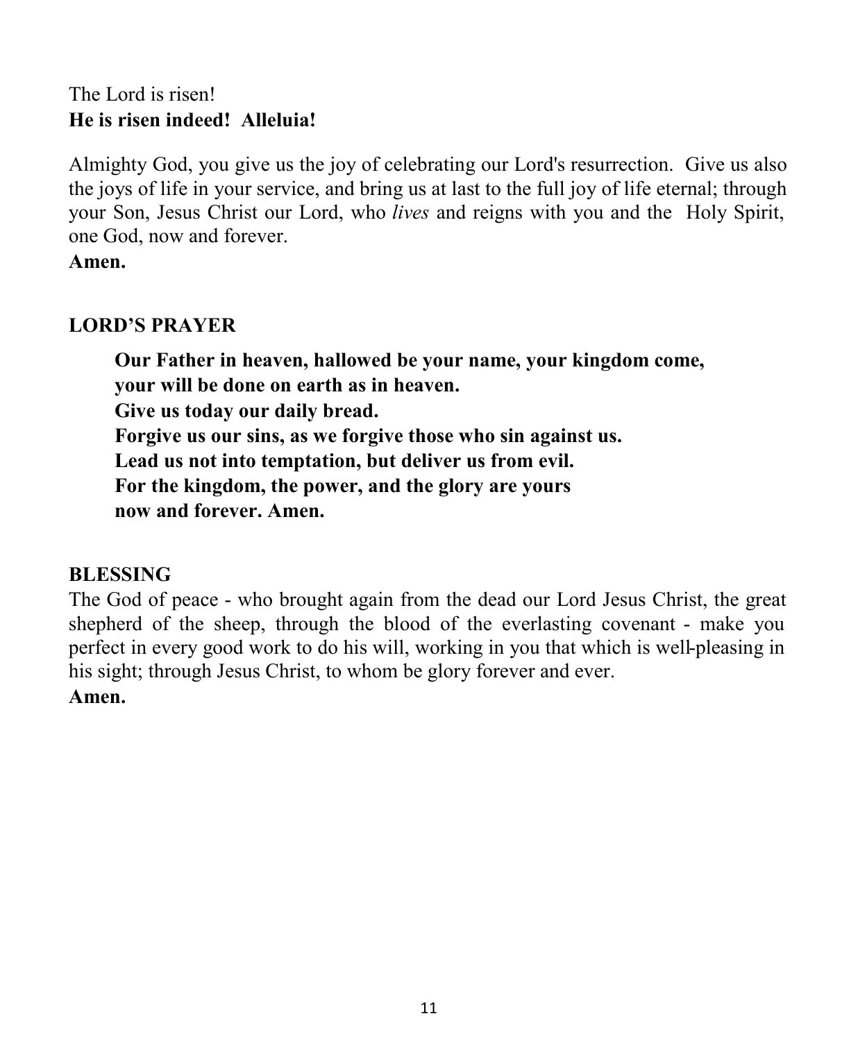The Lord is risen!
**He is risen indeed! Alleluia!**

Almighty God, you give us the joy of celebrating our Lord's resurrection. Give us also the joys of life in your service, and bring us at last to the full joy of life eternal; through your Son, Jesus Christ our Lord, who *lives* and reigns with you and the Holy Spirit, one God, now and forever.
**Amen.**

## LORD'S PRAYER

**Our Father in heaven, hallowed be your name, your kingdom come,**
**your will be done on earth as in heaven.**
**Give us today our daily bread.**
**Forgive us our sins, as we forgive those who sin against us.**
**Lead us not into temptation, but deliver us from evil.**
**For the kingdom, the power, and the glory are yours**
**now and forever. Amen.**

## BLESSING

The God of peace - who brought again from the dead our Lord Jesus Christ, the great shepherd of the sheep, through the blood of the everlasting covenant - make you perfect in every good work to do his will, working in you that which is well-pleasing in his sight; through Jesus Christ, to whom be glory forever and ever.
**Amen.**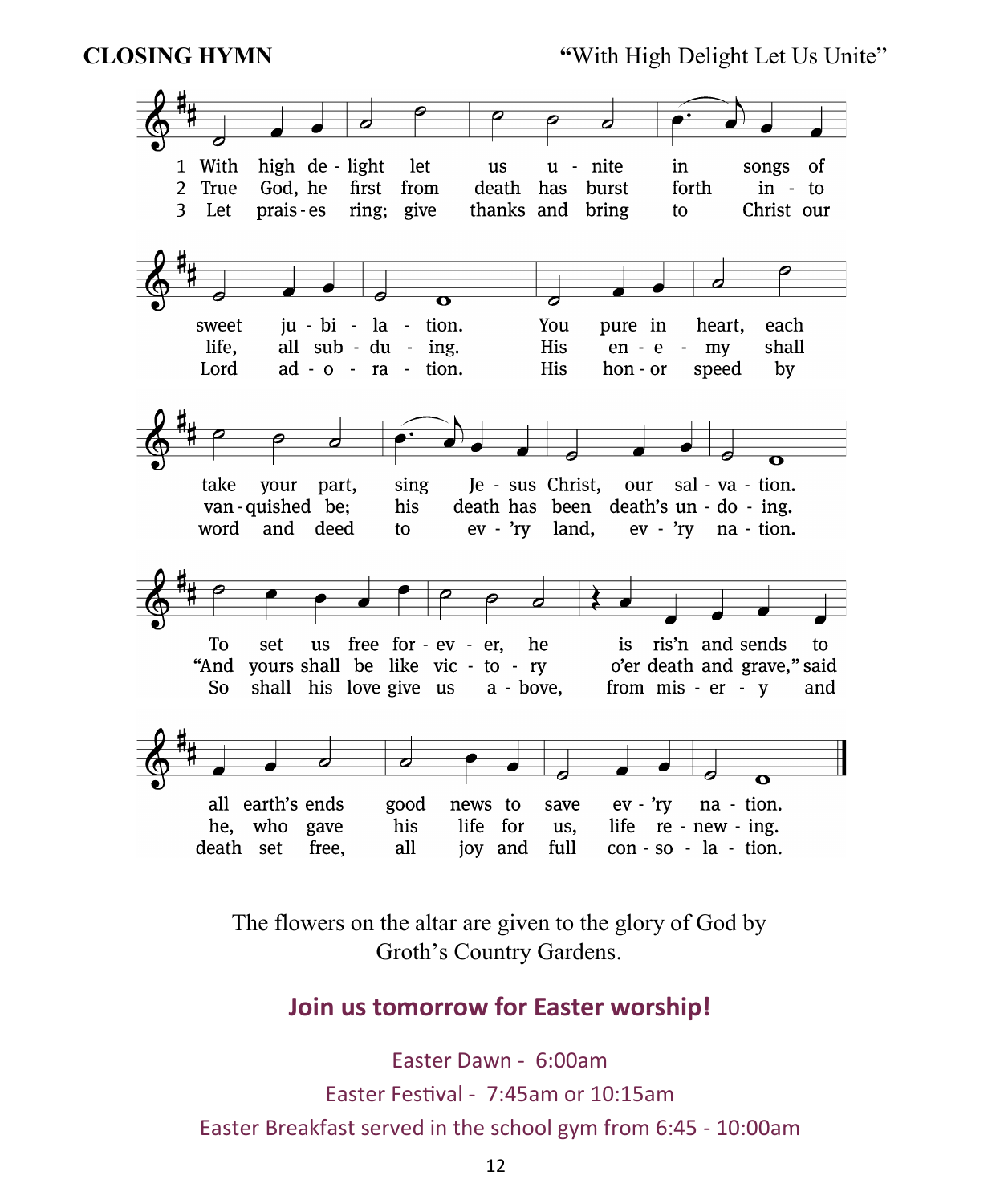**CLOSING HYMN** "With High Delight Let Us Unite"

1 With high delight let us unite in songs of sweet jubilation. You pure in heart, each take your part, sing Jesus Christ, our salvation. To set us free forever, he is ris'n and sends to all earth's ends good news to save ev'ry nation.

2 True God, he first from death has burst forth into life, all subduing. His enemy shall vanquished be; his death has been death's undoing. "And yours shall be like victory o'er death and grave," said he, who gave his life for us, life renewing.

3 Let praises ring; give thanks and bring to Christ our Lord adoration. His honor speed by word and deed to ev'ry land, ev'ry nation. So shall his love give us above, from misery and death set free, all joy and full consolation.

The flowers on the altar are given to the glory of God by Groth's Country Gardens.

## Join us tomorrow for Easter worship!

Easter Dawn - 6:00am

Easter Festival - 7:45am or 10:15am

Easter Breakfast served in the school gym from 6:45 - 10:00am